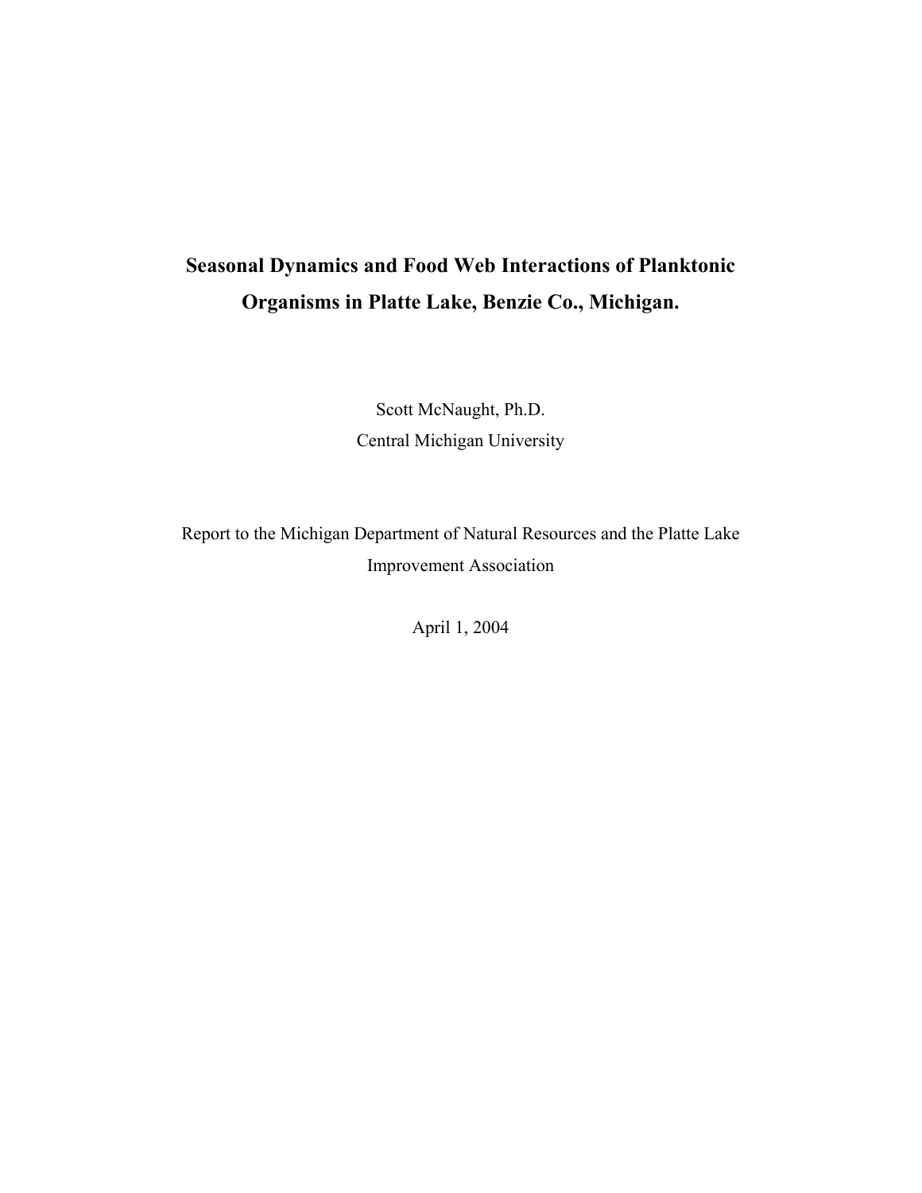# Seasonal Dynamics and Food Web Interactions of Planktonic Organisms in Platte Lake, Benzie Co., Michigan.

Scott McNaught, Ph.D.

Central Michigan University

Report to the Michigan Department of Natural Resources and the Platte Lake Improvement Association

April 1, 2004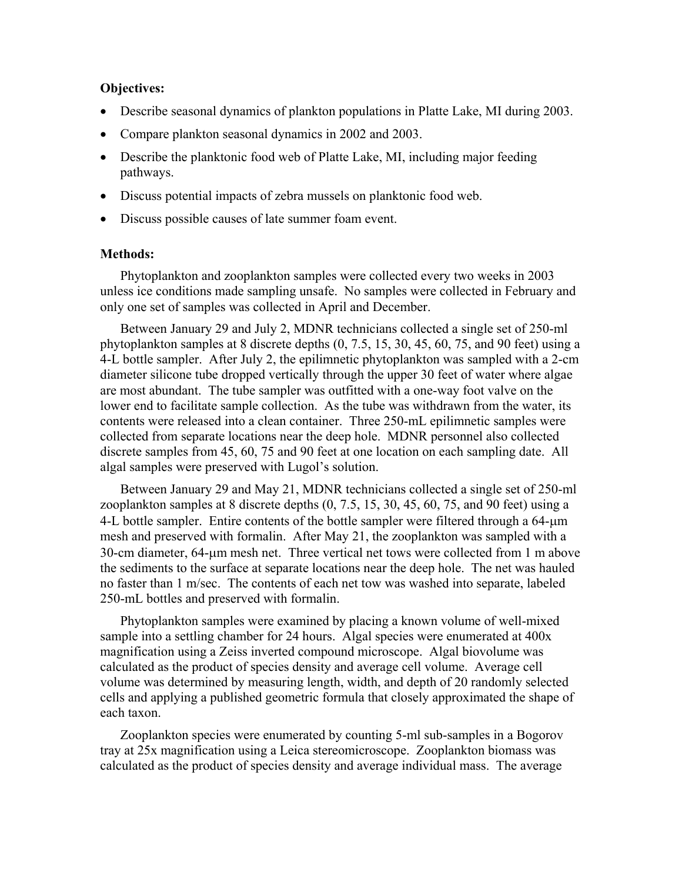**Objectives:**

- Describe seasonal dynamics of plankton populations in Platte Lake, MI during 2003.
- Compare plankton seasonal dynamics in 2002 and 2003.
- Describe the planktonic food web of Platte Lake, MI, including major feeding pathways.
- Discuss potential impacts of zebra mussels on planktonic food web.
- Discuss possible causes of late summer foam event.

**Methods:**

Phytoplankton and zooplankton samples were collected every two weeks in 2003 unless ice conditions made sampling unsafe. No samples were collected in February and only one set of samples was collected in April and December.

Between January 29 and July 2, MDNR technicians collected a single set of 250-ml phytoplankton samples at 8 discrete depths (0, 7.5, 15, 30, 45, 60, 75, and 90 feet) using a 4-L bottle sampler. After July 2, the epilimnetic phytoplankton was sampled with a 2-cm diameter silicone tube dropped vertically through the upper 30 feet of water where algae are most abundant. The tube sampler was outfitted with a one-way foot valve on the lower end to facilitate sample collection. As the tube was withdrawn from the water, its contents were released into a clean container. Three 250-mL epilimnetic samples were collected from separate locations near the deep hole. MDNR personnel also collected discrete samples from 45, 60, 75 and 90 feet at one location on each sampling date. All algal samples were preserved with Lugol's solution.

Between January 29 and May 21, MDNR technicians collected a single set of 250-ml zooplankton samples at 8 discrete depths (0, 7.5, 15, 30, 45, 60, 75, and 90 feet) using a 4-L bottle sampler. Entire contents of the bottle sampler were filtered through a 64-μm mesh and preserved with formalin. After May 21, the zooplankton was sampled with a 30-cm diameter, 64-μm mesh net. Three vertical net tows were collected from 1 m above the sediments to the surface at separate locations near the deep hole. The net was hauled no faster than 1 m/sec. The contents of each net tow was washed into separate, labeled 250-mL bottles and preserved with formalin.

Phytoplankton samples were examined by placing a known volume of well-mixed sample into a settling chamber for 24 hours. Algal species were enumerated at 400x magnification using a Zeiss inverted compound microscope. Algal biovolume was calculated as the product of species density and average cell volume. Average cell volume was determined by measuring length, width, and depth of 20 randomly selected cells and applying a published geometric formula that closely approximated the shape of each taxon.

Zooplankton species were enumerated by counting 5-ml sub-samples in a Bogorov tray at 25x magnification using a Leica stereomicroscope. Zooplankton biomass was calculated as the product of species density and average individual mass. The average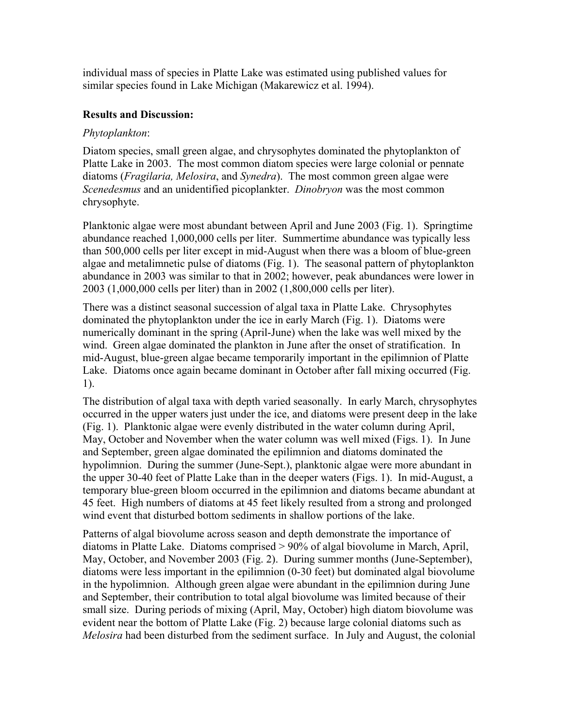individual mass of species in Platte Lake was estimated using published values for similar species found in Lake Michigan (Makarewicz et al. 1994).

**Results and Discussion:**

*Phytoplankton*:

Diatom species, small green algae, and chrysophytes dominated the phytoplankton of Platte Lake in 2003. The most common diatom species were large colonial or pennate diatoms (*Fragilaria, Melosira*, and *Synedra*). The most common green algae were *Scenedesmus* and an unidentified picoplankter. *Dinobryon* was the most common chrysophyte.

Planktonic algae were most abundant between April and June 2003 (Fig. 1). Springtime abundance reached 1,000,000 cells per liter. Summertime abundance was typically less than 500,000 cells per liter except in mid-August when there was a bloom of blue-green algae and metalimnetic pulse of diatoms (Fig. 1). The seasonal pattern of phytoplankton abundance in 2003 was similar to that in 2002; however, peak abundances were lower in 2003 (1,000,000 cells per liter) than in 2002 (1,800,000 cells per liter).

There was a distinct seasonal succession of algal taxa in Platte Lake. Chrysophytes dominated the phytoplankton under the ice in early March (Fig. 1). Diatoms were numerically dominant in the spring (April-June) when the lake was well mixed by the wind. Green algae dominated the plankton in June after the onset of stratification. In mid-August, blue-green algae became temporarily important in the epilimnion of Platte Lake. Diatoms once again became dominant in October after fall mixing occurred (Fig. 1).

The distribution of algal taxa with depth varied seasonally. In early March, chrysophytes occurred in the upper waters just under the ice, and diatoms were present deep in the lake (Fig. 1). Planktonic algae were evenly distributed in the water column during April, May, October and November when the water column was well mixed (Figs. 1). In June and September, green algae dominated the epilimnion and diatoms dominated the hypolimnion. During the summer (June-Sept.), planktonic algae were more abundant in the upper 30-40 feet of Platte Lake than in the deeper waters (Figs. 1). In mid-August, a temporary blue-green bloom occurred in the epilimnion and diatoms became abundant at 45 feet. High numbers of diatoms at 45 feet likely resulted from a strong and prolonged wind event that disturbed bottom sediments in shallow portions of the lake.

Patterns of algal biovolume across season and depth demonstrate the importance of diatoms in Platte Lake. Diatoms comprised > 90% of algal biovolume in March, April, May, October, and November 2003 (Fig. 2). During summer months (June-September), diatoms were less important in the epilimnion (0-30 feet) but dominated algal biovolume in the hypolimnion. Although green algae were abundant in the epilimnion during June and September, their contribution to total algal biovolume was limited because of their small size. During periods of mixing (April, May, October) high diatom biovolume was evident near the bottom of Platte Lake (Fig. 2) because large colonial diatoms such as *Melosira* had been disturbed from the sediment surface. In July and August, the colonial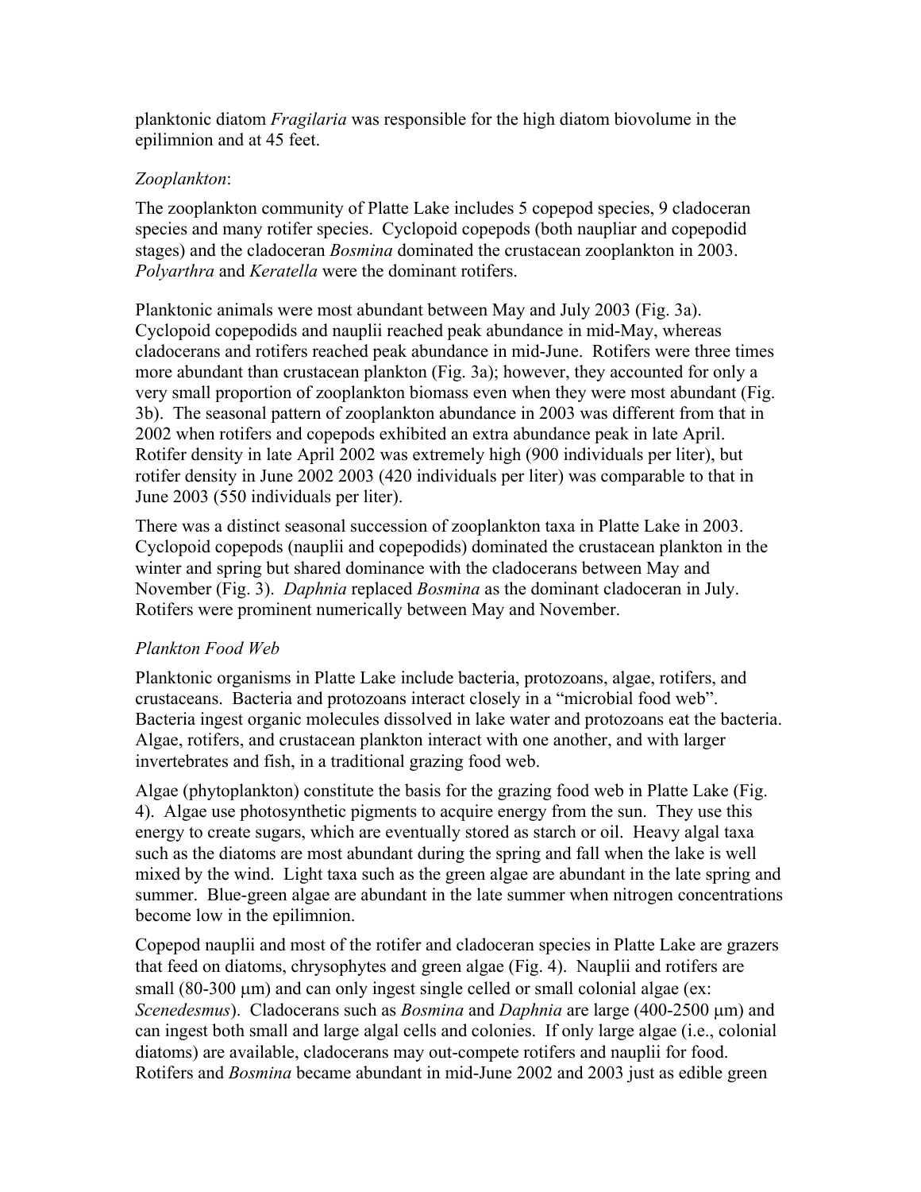planktonic diatom *Fragilaria* was responsible for the high diatom biovolume in the epilimnion and at 45 feet.

### *Zooplankton*:

The zooplankton community of Platte Lake includes 5 copepod species, 9 cladoceran species and many rotifer species. Cyclopoid copepods (both naupliar and copepodid stages) and the cladoceran *Bosmina* dominated the crustacean zooplankton in 2003. *Polyarthra* and *Keratella* were the dominant rotifers.

Planktonic animals were most abundant between May and July 2003 (Fig. 3a). Cyclopoid copepodids and nauplii reached peak abundance in mid-May, whereas cladocerans and rotifers reached peak abundance in mid-June. Rotifers were three times more abundant than crustacean plankton (Fig. 3a); however, they accounted for only a very small proportion of zooplankton biomass even when they were most abundant (Fig. 3b). The seasonal pattern of zooplankton abundance in 2003 was different from that in 2002 when rotifers and copepods exhibited an extra abundance peak in late April. Rotifer density in late April 2002 was extremely high (900 individuals per liter), but rotifer density in June 2002 2003 (420 individuals per liter) was comparable to that in June 2003 (550 individuals per liter).

There was a distinct seasonal succession of zooplankton taxa in Platte Lake in 2003. Cyclopoid copepods (nauplii and copepodids) dominated the crustacean plankton in the winter and spring but shared dominance with the cladocerans between May and November (Fig. 3). *Daphnia* replaced *Bosmina* as the dominant cladoceran in July. Rotifers were prominent numerically between May and November.

### *Plankton Food Web*

Planktonic organisms in Platte Lake include bacteria, protozoans, algae, rotifers, and crustaceans. Bacteria and protozoans interact closely in a "microbial food web". Bacteria ingest organic molecules dissolved in lake water and protozoans eat the bacteria. Algae, rotifers, and crustacean plankton interact with one another, and with larger invertebrates and fish, in a traditional grazing food web.

Algae (phytoplankton) constitute the basis for the grazing food web in Platte Lake (Fig. 4). Algae use photosynthetic pigments to acquire energy from the sun. They use this energy to create sugars, which are eventually stored as starch or oil. Heavy algal taxa such as the diatoms are most abundant during the spring and fall when the lake is well mixed by the wind. Light taxa such as the green algae are abundant in the late spring and summer. Blue-green algae are abundant in the late summer when nitrogen concentrations become low in the epilimnion.

Copepod nauplii and most of the rotifer and cladoceran species in Platte Lake are grazers that feed on diatoms, chrysophytes and green algae (Fig. 4). Nauplii and rotifers are small (80-300 μm) and can only ingest single celled or small colonial algae (ex: *Scenedesmus*). Cladocerans such as *Bosmina* and *Daphnia* are large (400-2500 μm) and can ingest both small and large algal cells and colonies. If only large algae (i.e., colonial diatoms) are available, cladocerans may out-compete rotifers and nauplii for food. Rotifers and *Bosmina* became abundant in mid-June 2002 and 2003 just as edible green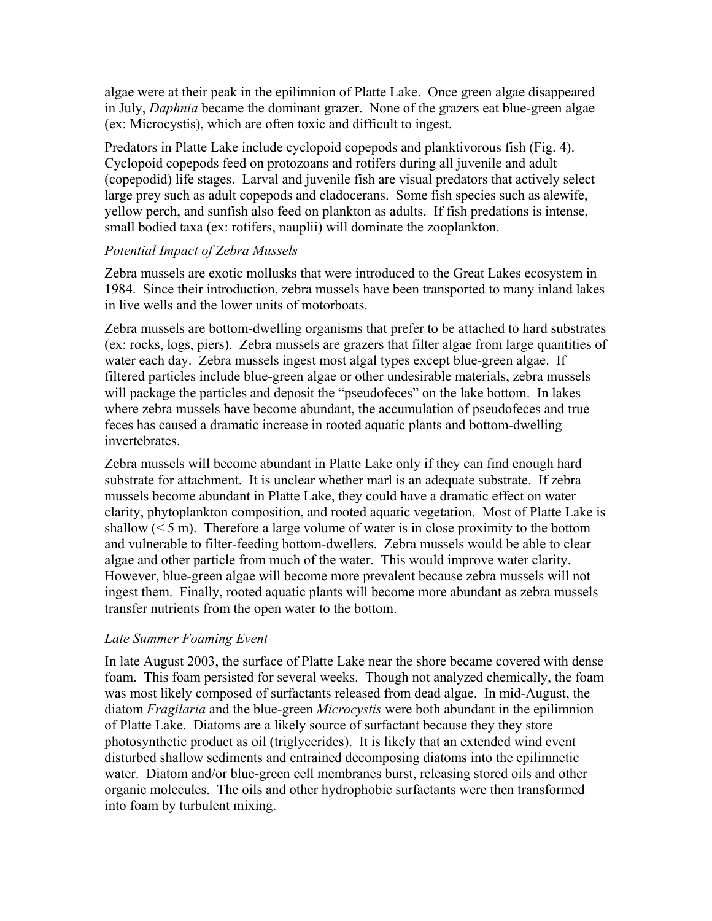algae were at their peak in the epilimnion of Platte Lake. Once green algae disappeared in July, *Daphnia* became the dominant grazer. None of the grazers eat blue-green algae (ex: Microcystis), which are often toxic and difficult to ingest.

Predators in Platte Lake include cyclopoid copepods and planktivorous fish (Fig. 4). Cyclopoid copepods feed on protozoans and rotifers during all juvenile and adult (copepodid) life stages. Larval and juvenile fish are visual predators that actively select large prey such as adult copepods and cladocerans. Some fish species such as alewife, yellow perch, and sunfish also feed on plankton as adults. If fish predations is intense, small bodied taxa (ex: rotifers, nauplii) will dominate the zooplankton.

### *Potential Impact of Zebra Mussels*

Zebra mussels are exotic mollusks that were introduced to the Great Lakes ecosystem in 1984. Since their introduction, zebra mussels have been transported to many inland lakes in live wells and the lower units of motorboats.

Zebra mussels are bottom-dwelling organisms that prefer to be attached to hard substrates (ex: rocks, logs, piers). Zebra mussels are grazers that filter algae from large quantities of water each day. Zebra mussels ingest most algal types except blue-green algae. If filtered particles include blue-green algae or other undesirable materials, zebra mussels will package the particles and deposit the "pseudofeces" on the lake bottom. In lakes where zebra mussels have become abundant, the accumulation of pseudofeces and true feces has caused a dramatic increase in rooted aquatic plants and bottom-dwelling invertebrates.

Zebra mussels will become abundant in Platte Lake only if they can find enough hard substrate for attachment. It is unclear whether marl is an adequate substrate. If zebra mussels become abundant in Platte Lake, they could have a dramatic effect on water clarity, phytoplankton composition, and rooted aquatic vegetation. Most of Platte Lake is shallow (< 5 m). Therefore a large volume of water is in close proximity to the bottom and vulnerable to filter-feeding bottom-dwellers. Zebra mussels would be able to clear algae and other particle from much of the water. This would improve water clarity. However, blue-green algae will become more prevalent because zebra mussels will not ingest them. Finally, rooted aquatic plants will become more abundant as zebra mussels transfer nutrients from the open water to the bottom.

### *Late Summer Foaming Event*

In late August 2003, the surface of Platte Lake near the shore became covered with dense foam. This foam persisted for several weeks. Though not analyzed chemically, the foam was most likely composed of surfactants released from dead algae. In mid-August, the diatom *Fragilaria* and the blue-green *Microcystis* were both abundant in the epilimnion of Platte Lake. Diatoms are a likely source of surfactant because they they store photosynthetic product as oil (triglycerides). It is likely that an extended wind event disturbed shallow sediments and entrained decomposing diatoms into the epilimnetic water. Diatom and/or blue-green cell membranes burst, releasing stored oils and other organic molecules. The oils and other hydrophobic surfactants were then transformed into foam by turbulent mixing.